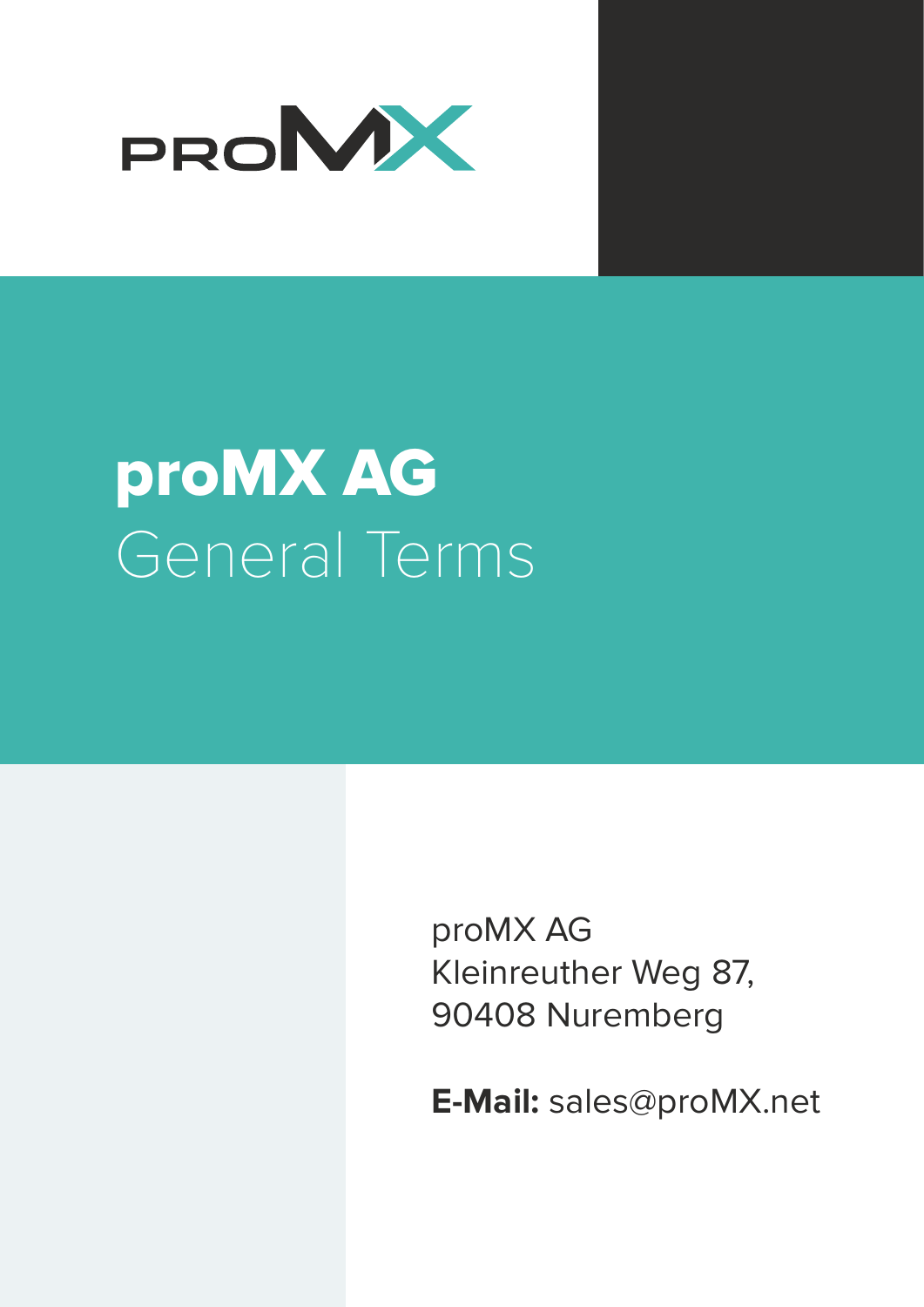# proMX AG

## General Terms

proMX AG
Kleinreuther Weg 87,
90408 Nuremberg

**E-Mail:** sales@proMX.net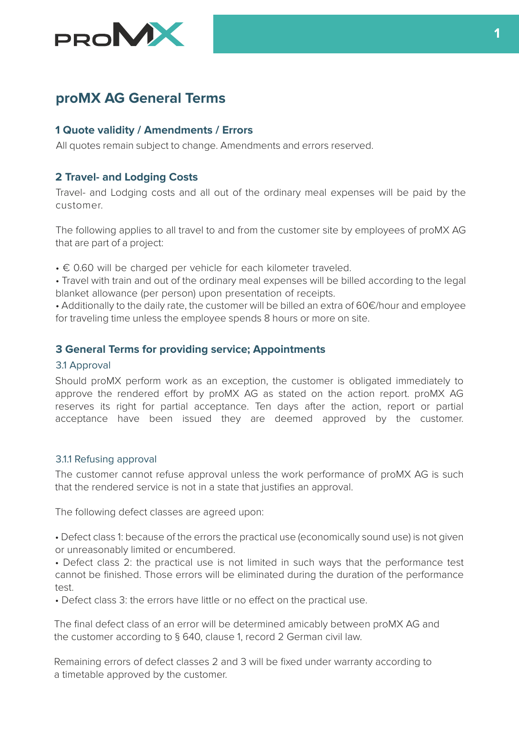# proMX AG General Terms

## 1 Quote validity / Amendments / Errors

All quotes remain subject to change. Amendments and errors reserved.

## 2 Travel- and Lodging Costs

Travel- and Lodging costs and all out of the ordinary meal expenses will be paid by the customer.

The following applies to all travel to and from the customer site by employees of proMX AG that are part of a project:

- € 0.60 will be charged per vehicle for each kilometer traveled.
- Travel with train and out of the ordinary meal expenses will be billed according to the legal blanket allowance (per person) upon presentation of receipts.
- Additionally to the daily rate, the customer will be billed an extra of 60€/hour and employee for traveling time unless the employee spends 8 hours or more on site.

## 3 General Terms for providing service; Appointments

### 3.1 Approval

Should proMX perform work as an exception, the customer is obligated immediately to approve the rendered effort by proMX AG as stated on the action report. proMX AG reserves its right for partial acceptance. Ten days after the action, report or partial acceptance have been issued they are deemed approved by the customer.

#### 3.1.1 Refusing approval

The customer cannot refuse approval unless the work performance of proMX AG is such that the rendered service is not in a state that justifies an approval.

The following defect classes are agreed upon:

- Defect class 1: because of the errors the practical use (economically sound use) is not given or unreasonably limited or encumbered.
- Defect class 2: the practical use is not limited in such ways that the performance test cannot be finished. Those errors will be eliminated during the duration of the performance test.
- Defect class 3: the errors have little or no effect on the practical use.

The final defect class of an error will be determined amicably between proMX AG and the customer according to § 640, clause 1, record 2 German civil law.

Remaining errors of defect classes 2 and 3 will be fixed under warranty according to a timetable approved by the customer.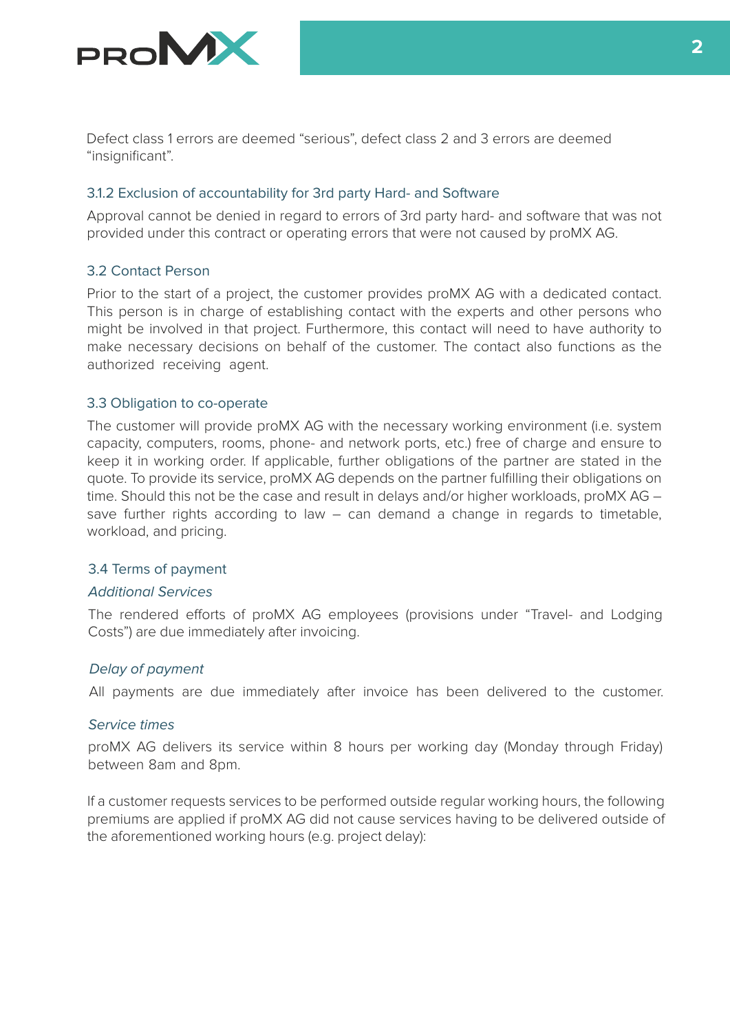Defect class 1 errors are deemed "serious", defect class 2 and 3 errors are deemed "insignificant".

### 3.1.2 Exclusion of accountability for 3rd party Hard- and Software

Approval cannot be denied in regard to errors of 3rd party hard- and software that was not provided under this contract or operating errors that were not caused by proMX AG.

## 3.2 Contact Person

Prior to the start of a project, the customer provides proMX AG with a dedicated contact. This person is in charge of establishing contact with the experts and other persons who might be involved in that project. Furthermore, this contact will need to have authority to make necessary decisions on behalf of the customer. The contact also functions as the authorized receiving agent.

## 3.3 Obligation to co-operate

The customer will provide proMX AG with the necessary working environment (i.e. system capacity, computers, rooms, phone- and network ports, etc.) free of charge and ensure to keep it in working order. If applicable, further obligations of the partner are stated in the quote. To provide its service, proMX AG depends on the partner fulfilling their obligations on time. Should this not be the case and result in delays and/or higher workloads, proMX AG – save further rights according to law – can demand a change in regards to timetable, workload, and pricing.

## 3.4 Terms of payment

*Additional Services*

The rendered efforts of proMX AG employees (provisions under "Travel- and Lodging Costs") are due immediately after invoicing.

*Delay of payment*

All payments are due immediately after invoice has been delivered to the customer.

*Service times*

proMX AG delivers its service within 8 hours per working day (Monday through Friday) between 8am and 8pm.

If a customer requests services to be performed outside regular working hours, the following premiums are applied if proMX AG did not cause services having to be delivered outside of the aforementioned working hours (e.g. project delay):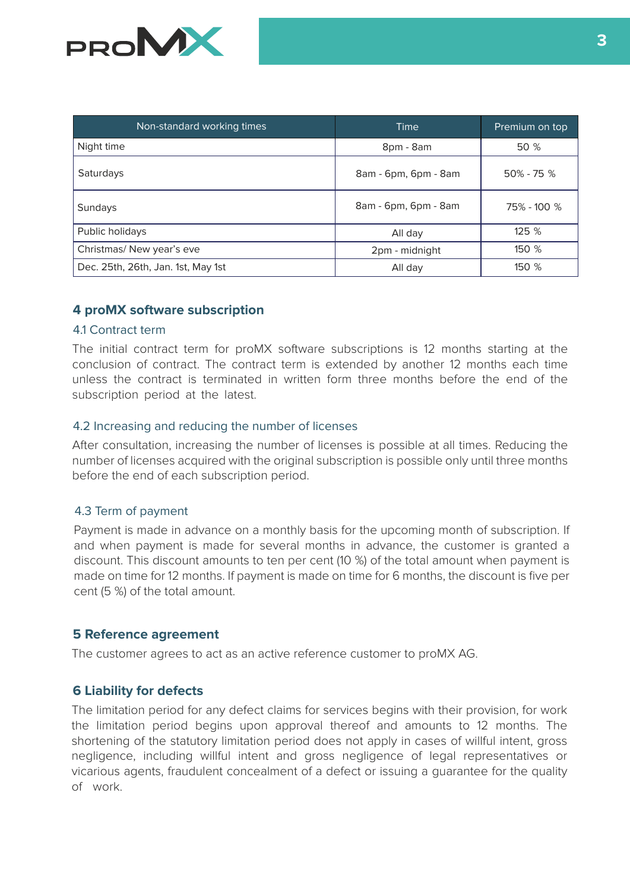| Non-standard working times | Time | Premium on top |
| --- | --- | --- |
| Night time | 8pm - 8am | 50 % |
| Saturdays | 8am - 6pm, 6pm - 8am | 50% - 75 % |
| Sundays | 8am - 6pm, 6pm - 8am | 75% - 100 % |
| Public holidays | All day | 125 % |
| Christmas/ New year's eve | 2pm - midnight | 150 % |
| Dec. 25th, 26th, Jan. 1st, May 1st | All day | 150 % |

## 4 proMX software subscription

### 4.1 Contract term

The initial contract term for proMX software subscriptions is 12 months starting at the conclusion of contract. The contract term is extended by another 12 months each time unless the contract is terminated in written form three months before the end of the subscription period at the latest.

### 4.2 Increasing and reducing the number of licenses

After consultation, increasing the number of licenses is possible at all times. Reducing the number of licenses acquired with the original subscription is possible only until three months before the end of each subscription period.

### 4.3 Term of payment

Payment is made in advance on a monthly basis for the upcoming month of subscription. If and when payment is made for several months in advance, the customer is granted a discount. This discount amounts to ten per cent (10 %) of the total amount when payment is made on time for 12 months. If payment is made on time for 6 months, the discount is five per cent (5 %) of the total amount.

## 5 Reference agreement

The customer agrees to act as an active reference customer to proMX AG.

## 6 Liability for defects

The limitation period for any defect claims for services begins with their provision, for work the limitation period begins upon approval thereof and amounts to 12 months. The shortening of the statutory limitation period does not apply in cases of willful intent, gross negligence, including willful intent and gross negligence of legal representatives or vicarious agents, fraudulent concealment of a defect or issuing a guarantee for the quality of work.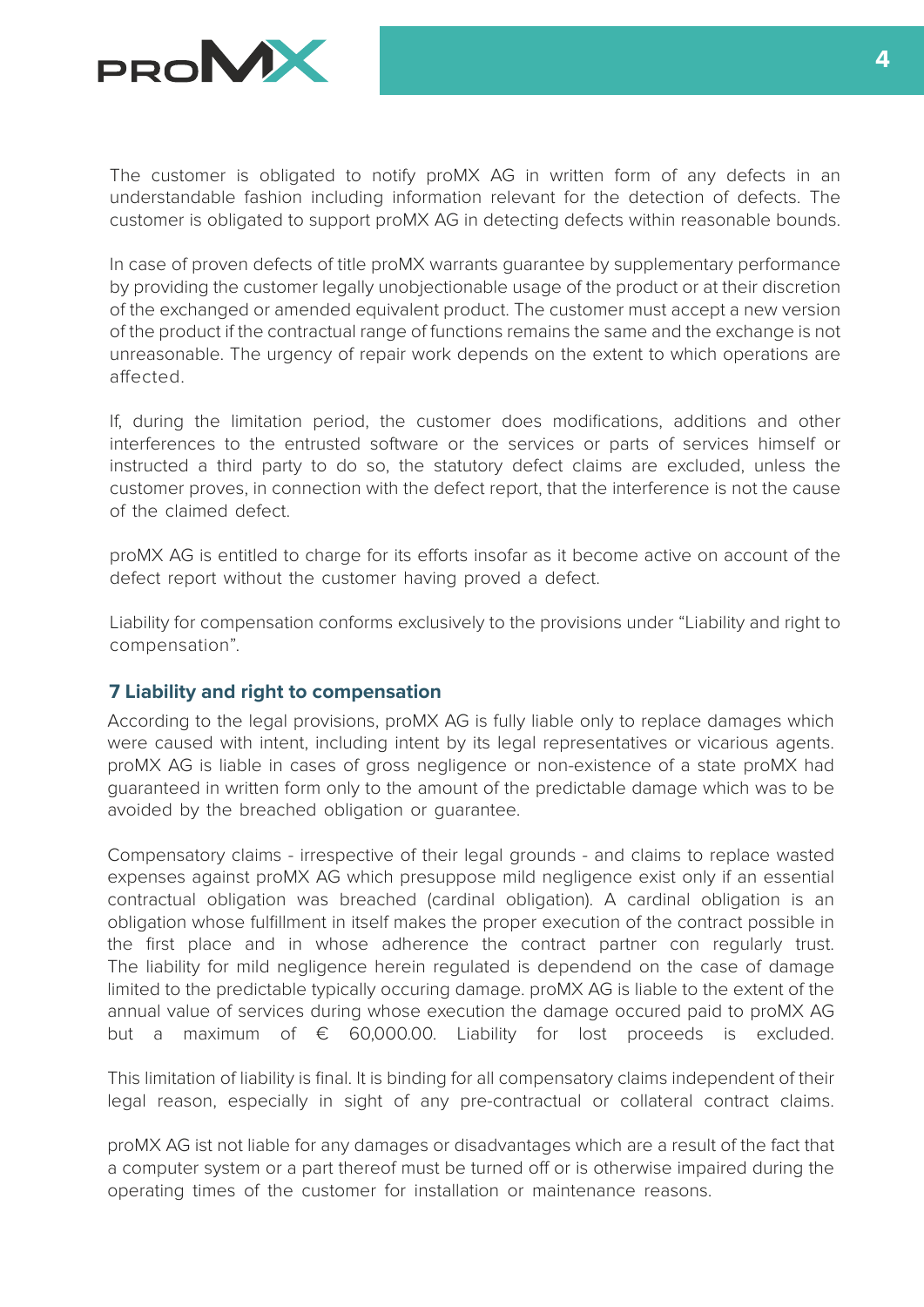The customer is obligated to notify proMX AG in written form of any defects in an understandable fashion including information relevant for the detection of defects. The customer is obligated to support proMX AG in detecting defects within reasonable bounds.

In case of proven defects of title proMX warrants guarantee by supplementary performance by providing the customer legally unobjectionable usage of the product or at their discretion of the exchanged or amended equivalent product. The customer must accept a new version of the product if the contractual range of functions remains the same and the exchange is not unreasonable. The urgency of repair work depends on the extent to which operations are affected.

If, during the limitation period, the customer does modifications, additions and other interferences to the entrusted software or the services or parts of services himself or instructed a third party to do so, the statutory defect claims are excluded, unless the customer proves, in connection with the defect report, that the interference is not the cause of the claimed defect.

proMX AG is entitled to charge for its efforts insofar as it become active on account of the defect report without the customer having proved a defect.

Liability for compensation conforms exclusively to the provisions under "Liability and right to compensation".

## 7 Liability and right to compensation

According to the legal provisions, proMX AG is fully liable only to replace damages which were caused with intent, including intent by its legal representatives or vicarious agents. proMX AG is liable in cases of gross negligence or non-existence of a state proMX had guaranteed in written form only to the amount of the predictable damage which was to be avoided by the breached obligation or guarantee.

Compensatory claims - irrespective of their legal grounds - and claims to replace wasted expenses against proMX AG which presuppose mild negligence exist only if an essential contractual obligation was breached (cardinal obligation). A cardinal obligation is an obligation whose fulfillment in itself makes the proper execution of the contract possible in the first place and in whose adherence the contract partner con regularly trust. The liability for mild negligence herein regulated is dependend on the case of damage limited to the predictable typically occuring damage. proMX AG is liable to the extent of the annual value of services during whose execution the damage occured paid to proMX AG but a maximum of € 60,000.00. Liability for lost proceeds is excluded.

This limitation of liability is final. It is binding for all compensatory claims independent of their legal reason, especially in sight of any pre-contractual or collateral contract claims.

proMX AG ist not liable for any damages or disadvantages which are a result of the fact that a computer system or a part thereof must be turned off or is otherwise impaired during the operating times of the customer for installation or maintenance reasons.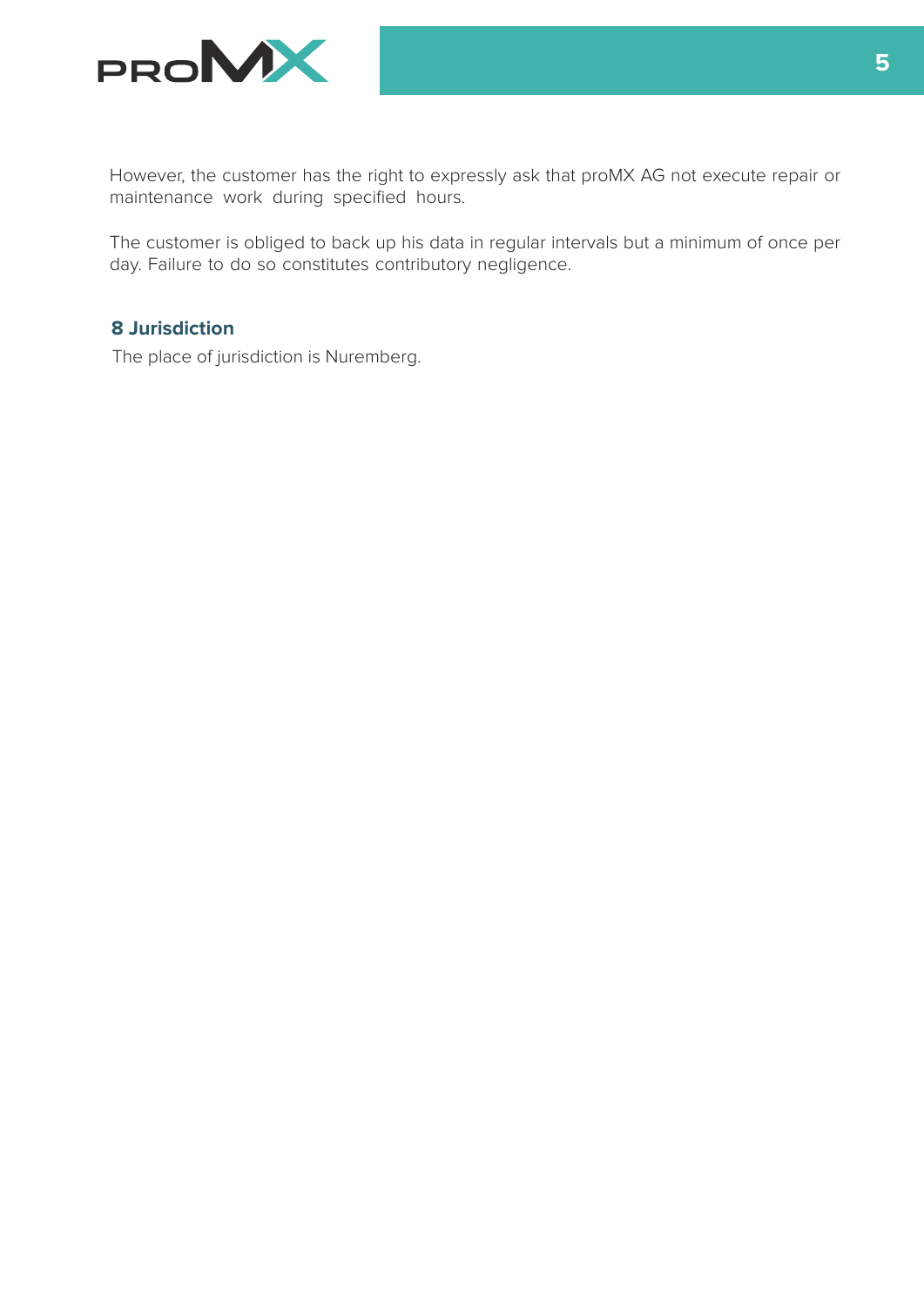However, the customer has the right to expressly ask that proMX AG not execute repair or maintenance work during specified hours.

The customer is obliged to back up his data in regular intervals but a minimum of once per day. Failure to do so constitutes contributory negligence.

## 8 Jurisdiction

The place of jurisdiction is Nuremberg.